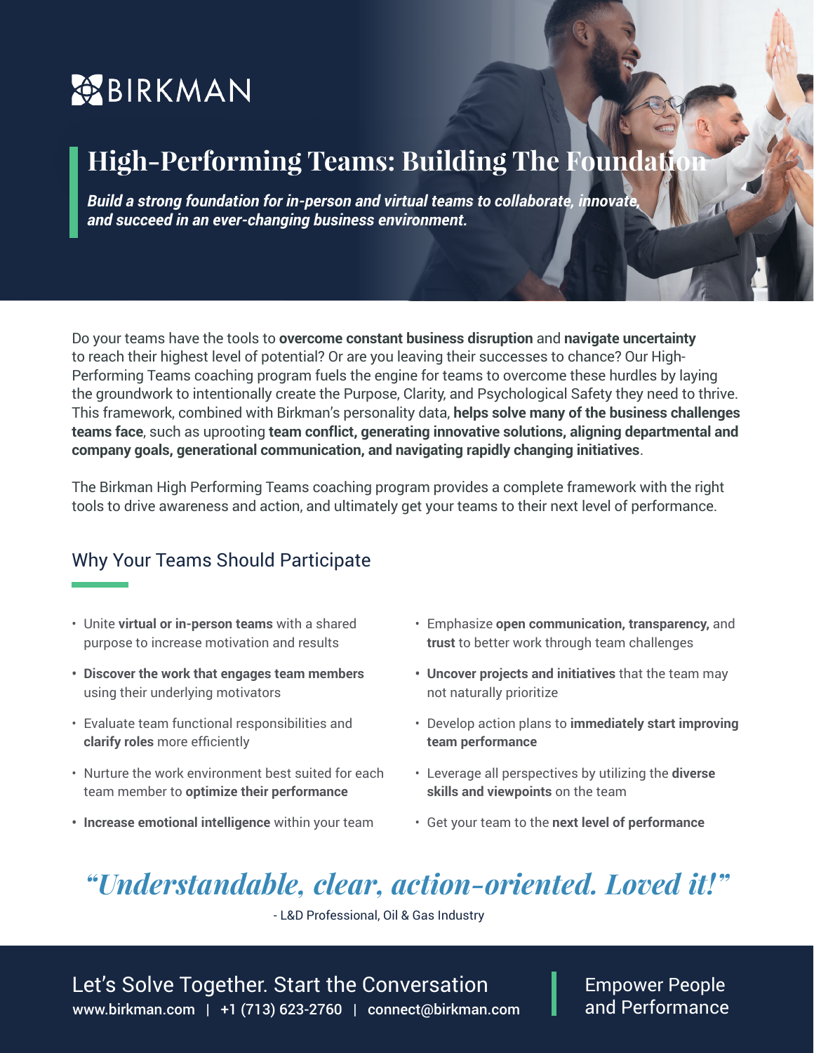BIRKMAN

# High-Performing Teams: Building The Foundation

***Build a strong foundation for in-person and virtual teams to collaborate, innovate, and succeed in an ever-changing business environment.***

Do your teams have the tools to **overcome constant business disruption** and **navigate uncertainty** to reach their highest level of potential? Or are you leaving their successes to chance? Our High-Performing Teams coaching program fuels the engine for teams to overcome these hurdles by laying the groundwork to intentionally create the Purpose, Clarity, and Psychological Safety they need to thrive. This framework, combined with Birkman's personality data, **helps solve many of the business challenges teams face**, such as uprooting **team conflict, generating innovative solutions, aligning departmental and company goals, generational communication, and navigating rapidly changing initiatives**.

The Birkman High Performing Teams coaching program provides a complete framework with the right tools to drive awareness and action, and ultimately get your teams to their next level of performance.

## Why Your Teams Should Participate

- Unite **virtual or in-person teams** with a shared purpose to increase motivation and results
- **Discover the work that engages team members** using their underlying motivators
- Evaluate team functional responsibilities and **clarify roles** more efficiently
- Nurture the work environment best suited for each team member to **optimize their performance**
- **Increase emotional intelligence** within your team
- Emphasize **open communication, transparency,** and **trust** to better work through team challenges
- **Uncover projects and initiatives** that the team may not naturally prioritize
- Develop action plans to **immediately start improving team performance**
- Leverage all perspectives by utilizing the **diverse skills and viewpoints** on the team
- Get your team to the **next level of performance**

*"Understandable, clear, action-oriented. Loved it!"*

- L&D Professional, Oil & Gas Industry

Let's Solve Together. Start the Conversation

www.birkman.com | +1 (713) 623-2760 | connect@birkman.com

Empower People and Performance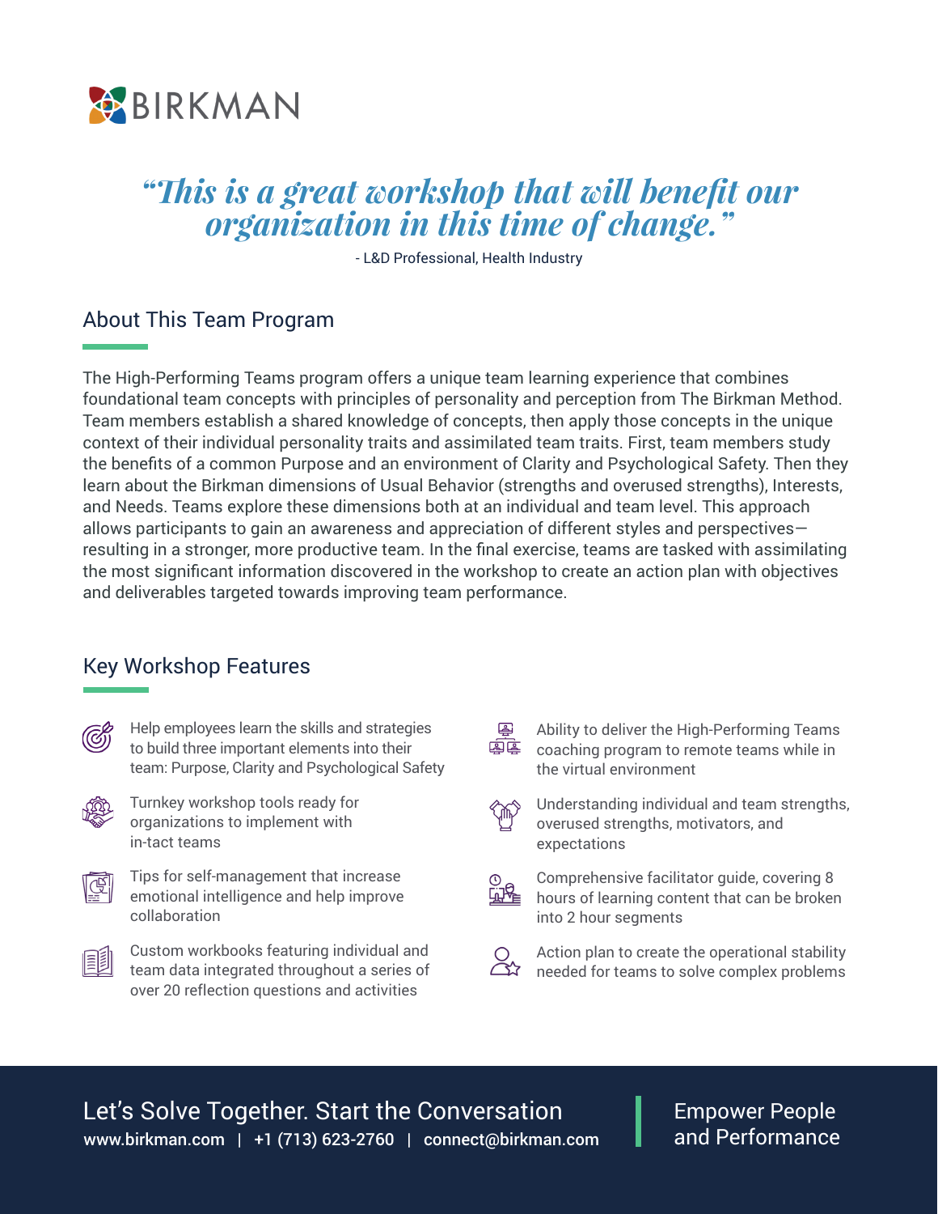BIRKMAN

*"This is a great workshop that will benefit our organization in this time of change."*

- L&D Professional, Health Industry

## About This Team Program

The High-Performing Teams program offers a unique team learning experience that combines foundational team concepts with principles of personality and perception from The Birkman Method. Team members establish a shared knowledge of concepts, then apply those concepts in the unique context of their individual personality traits and assimilated team traits. First, team members study the benefits of a common Purpose and an environment of Clarity and Psychological Safety. Then they learn about the Birkman dimensions of Usual Behavior (strengths and overused strengths), Interests, and Needs. Teams explore these dimensions both at an individual and team level. This approach allows participants to gain an awareness and appreciation of different styles and perspectives—resulting in a stronger, more productive team. In the final exercise, teams are tasked with assimilating the most significant information discovered in the workshop to create an action plan with objectives and deliverables targeted towards improving team performance.

## Key Workshop Features

- Help employees learn the skills and strategies to build three important elements into their team: Purpose, Clarity and Psychological Safety
- Turnkey workshop tools ready for organizations to implement with in-tact teams
- Tips for self-management that increase emotional intelligence and help improve collaboration
- Custom workbooks featuring individual and team data integrated throughout a series of over 20 reflection questions and activities
- Ability to deliver the High-Performing Teams coaching program to remote teams while in the virtual environment
- Understanding individual and team strengths, overused strengths, motivators, and expectations
- Comprehensive facilitator guide, covering 8 hours of learning content that can be broken into 2 hour segments
- Action plan to create the operational stability needed for teams to solve complex problems

Let's Solve Together. Start the Conversation

www.birkman.com | +1 (713) 623-2760 | connect@birkman.com

Empower People and Performance